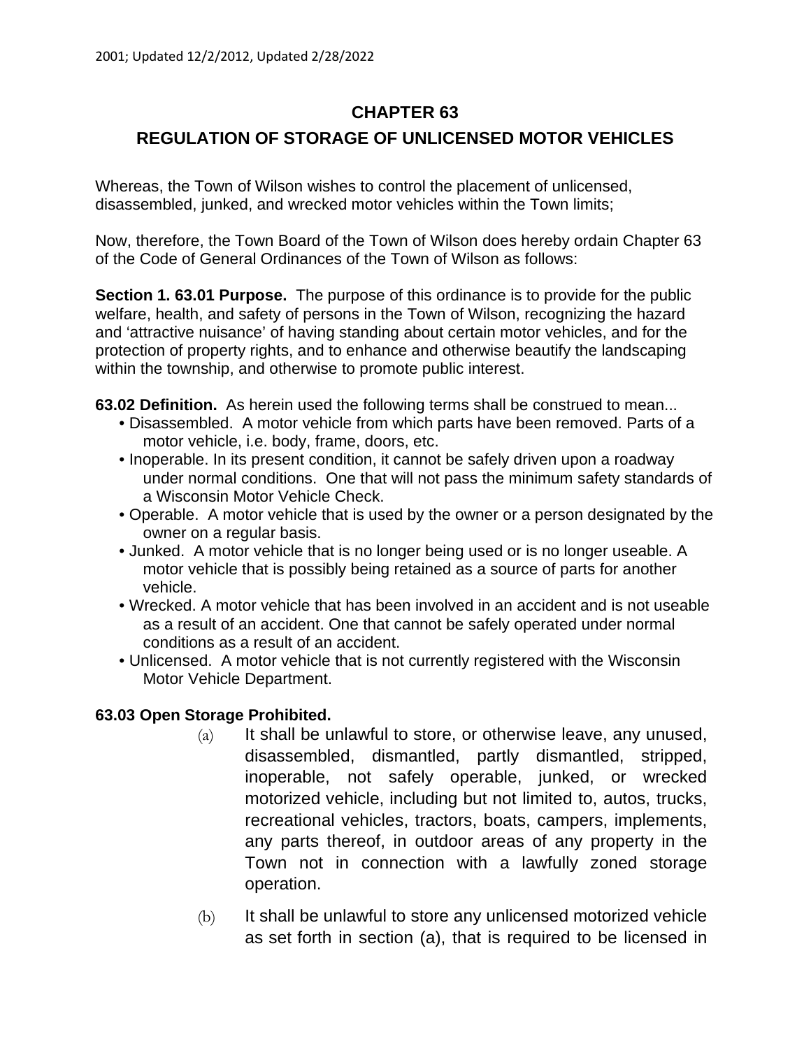2001; Updated 12/2/2012, Updated 2/28/2022

# CHAPTER 63

## REGULATION OF STORAGE OF UNLICENSED MOTOR VEHICLES

Whereas, the Town of Wilson wishes to control the placement of unlicensed, disassembled, junked, and wrecked motor vehicles within the Town limits;

Now, therefore, the Town Board of the Town of Wilson does hereby ordain Chapter 63 of the Code of General Ordinances of the Town of Wilson as follows:

**Section 1. 63.01 Purpose.** The purpose of this ordinance is to provide for the public welfare, health, and safety of persons in the Town of Wilson, recognizing the hazard and 'attractive nuisance' of having standing about certain motor vehicles, and for the protection of property rights, and to enhance and otherwise beautify the landscaping within the township, and otherwise to promote public interest.

**63.02 Definition.** As herein used the following terms shall be construed to mean...

- Disassembled. A motor vehicle from which parts have been removed. Parts of a motor vehicle, i.e. body, frame, doors, etc.
- Inoperable. In its present condition, it cannot be safely driven upon a roadway under normal conditions. One that will not pass the minimum safety standards of a Wisconsin Motor Vehicle Check.
- Operable. A motor vehicle that is used by the owner or a person designated by the owner on a regular basis.
- Junked. A motor vehicle that is no longer being used or is no longer useable. A motor vehicle that is possibly being retained as a source of parts for another vehicle.
- Wrecked. A motor vehicle that has been involved in an accident and is not useable as a result of an accident. One that cannot be safely operated under normal conditions as a result of an accident.
- Unlicensed. A motor vehicle that is not currently registered with the Wisconsin Motor Vehicle Department.

**63.03 Open Storage Prohibited.**

(a) It shall be unlawful to store, or otherwise leave, any unused, disassembled, dismantled, partly dismantled, stripped, inoperable, not safely operable, junked, or wrecked motorized vehicle, including but not limited to, autos, trucks, recreational vehicles, tractors, boats, campers, implements, any parts thereof, in outdoor areas of any property in the Town not in connection with a lawfully zoned storage operation.

(b) It shall be unlawful to store any unlicensed motorized vehicle as set forth in section (a), that is required to be licensed in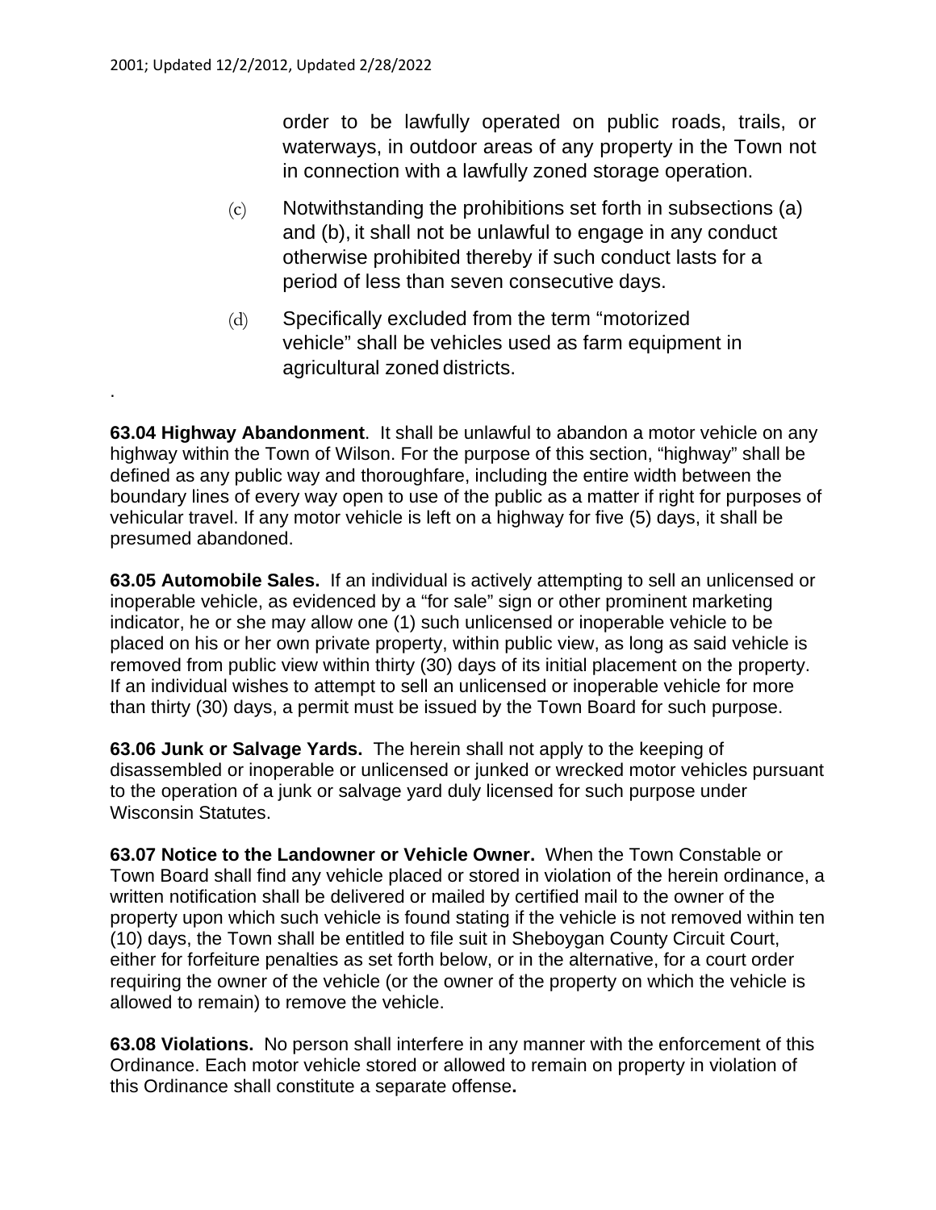order to be lawfully operated on public roads, trails, or waterways, in outdoor areas of any property in the Town not in connection with a lawfully zoned storage operation.

(c) Notwithstanding the prohibitions set forth in subsections (a) and (b), it shall not be unlawful to engage in any conduct otherwise prohibited thereby if such conduct lasts for a period of less than seven consecutive days.

(d) Specifically excluded from the term "motorized vehicle" shall be vehicles used as farm equipment in agricultural zoned districts.

.

**63.04 Highway Abandonment**. It shall be unlawful to abandon a motor vehicle on any highway within the Town of Wilson. For the purpose of this section, "highway" shall be defined as any public way and thoroughfare, including the entire width between the boundary lines of every way open to use of the public as a matter if right for purposes of vehicular travel. If any motor vehicle is left on a highway for five (5) days, it shall be presumed abandoned.

**63.05 Automobile Sales.** If an individual is actively attempting to sell an unlicensed or inoperable vehicle, as evidenced by a "for sale" sign or other prominent marketing indicator, he or she may allow one (1) such unlicensed or inoperable vehicle to be placed on his or her own private property, within public view, as long as said vehicle is removed from public view within thirty (30) days of its initial placement on the property. If an individual wishes to attempt to sell an unlicensed or inoperable vehicle for more than thirty (30) days, a permit must be issued by the Town Board for such purpose.

**63.06 Junk or Salvage Yards.** The herein shall not apply to the keeping of disassembled or inoperable or unlicensed or junked or wrecked motor vehicles pursuant to the operation of a junk or salvage yard duly licensed for such purpose under Wisconsin Statutes.

**63.07 Notice to the Landowner or Vehicle Owner.** When the Town Constable or Town Board shall find any vehicle placed or stored in violation of the herein ordinance, a written notification shall be delivered or mailed by certified mail to the owner of the property upon which such vehicle is found stating if the vehicle is not removed within ten (10) days, the Town shall be entitled to file suit in Sheboygan County Circuit Court, either for forfeiture penalties as set forth below, or in the alternative, for a court order requiring the owner of the vehicle (or the owner of the property on which the vehicle is allowed to remain) to remove the vehicle.

**63.08 Violations.** No person shall interfere in any manner with the enforcement of this Ordinance. Each motor vehicle stored or allowed to remain on property in violation of this Ordinance shall constitute a separate offense**.**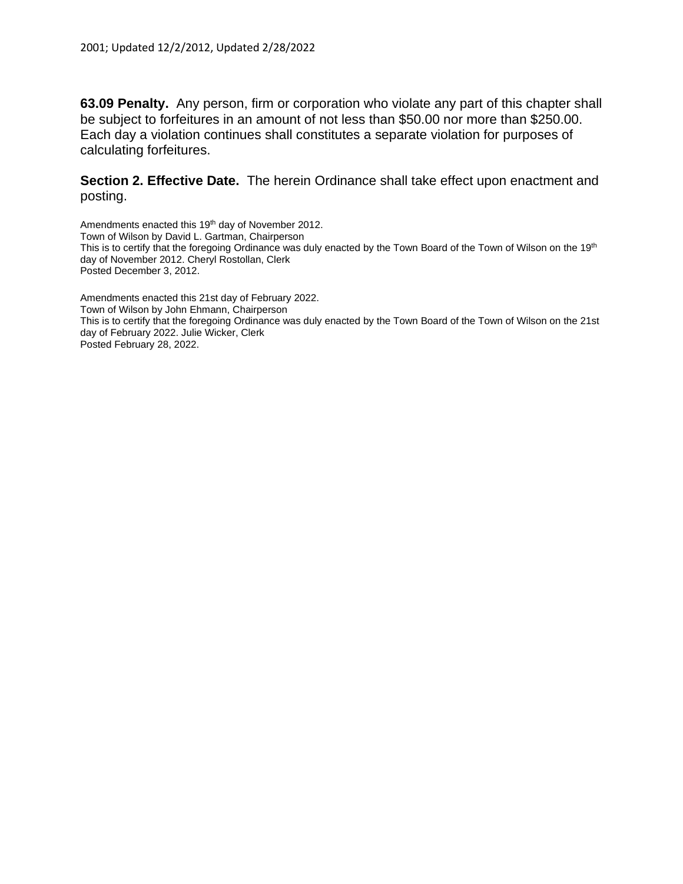**63.09 Penalty.** Any person, firm or corporation who violate any part of this chapter shall be subject to forfeitures in an amount of not less than $50.00 nor more than $250.00. Each day a violation continues shall constitutes a separate violation for purposes of calculating forfeitures.

**Section 2. Effective Date.** The herein Ordinance shall take effect upon enactment and posting.

Amendments enacted this 19th day of November 2012.
Town of Wilson by David L. Gartman, Chairperson
This is to certify that the foregoing Ordinance was duly enacted by the Town Board of the Town of Wilson on the 19th day of November 2012. Cheryl Rostollan, Clerk
Posted December 3, 2012.

Amendments enacted this 21st day of February 2022.
Town of Wilson by John Ehmann, Chairperson
This is to certify that the foregoing Ordinance was duly enacted by the Town Board of the Town of Wilson on the 21st day of February 2022. Julie Wicker, Clerk
Posted February 28, 2022.